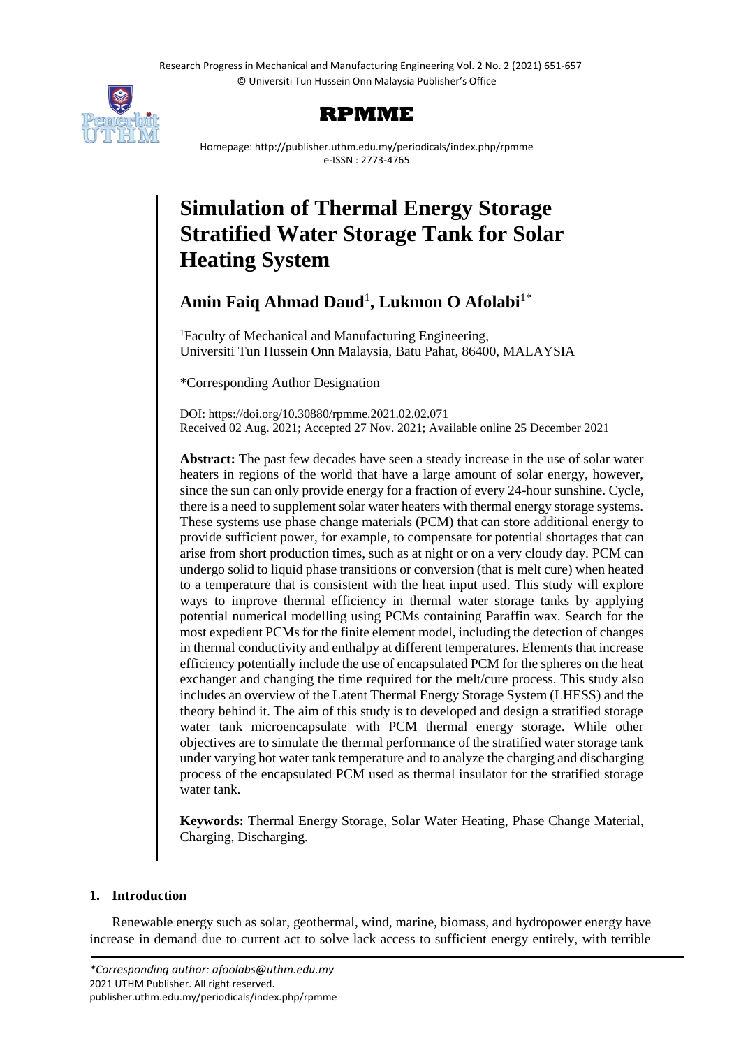# Simulation of Thermal Energy Storage Stratified Water Storage Tank for Solar Heating System

**Amin Faiq Ahmad Daud**[1], **Lukmon O Afolabi**[1*]

[1]Faculty of Mechanical and Manufacturing Engineering, Universiti Tun Hussein Onn Malaysia, Batu Pahat, 86400, MALAYSIA

*Corresponding Author Designation

DOI: https://doi.org/10.30880/rpmme.2021.02.02.071
Received 02 Aug. 2021; Accepted 27 Nov. 2021; Available online 25 December 2021

**Abstract:** The past few decades have seen a steady increase in the use of solar water heaters in regions of the world that have a large amount of solar energy, however, since the sun can only provide energy for a fraction of every 24-hour sunshine. Cycle, there is a need to supplement solar water heaters with thermal energy storage systems. These systems use phase change materials (PCM) that can store additional energy to provide sufficient power, for example, to compensate for potential shortages that can arise from short production times, such as at night or on a very cloudy day. PCM can undergo solid to liquid phase transitions or conversion (that is melt cure) when heated to a temperature that is consistent with the heat input used. This study will explore ways to improve thermal efficiency in thermal water storage tanks by applying potential numerical modelling using PCMs containing Paraffin wax. Search for the most expedient PCMs for the finite element model, including the detection of changes in thermal conductivity and enthalpy at different temperatures. Elements that increase efficiency potentially include the use of encapsulated PCM for the spheres on the heat exchanger and changing the time required for the melt/cure process. This study also includes an overview of the Latent Thermal Energy Storage System (LHESS) and the theory behind it. The aim of this study is to developed and design a stratified storage water tank microencapsulate with PCM thermal energy storage. While other objectives are to simulate the thermal performance of the stratified water storage tank under varying hot water tank temperature and to analyze the charging and discharging process of the encapsulated PCM used as thermal insulator for the stratified storage water tank.

**Keywords:** Thermal Energy Storage, Solar Water Heating, Phase Change Material, Charging, Discharging.

## 1. Introduction

Renewable energy such as solar, geothermal, wind, marine, biomass, and hydropower energy have increase in demand due to current act to solve lack access to sufficient energy entirely, with terrible

*\*Corresponding author: afoolabs@uthm.edu.my*
2021 UTHM Publisher. All right reserved.
publisher.uthm.edu.my/periodicals/index.php/rpmme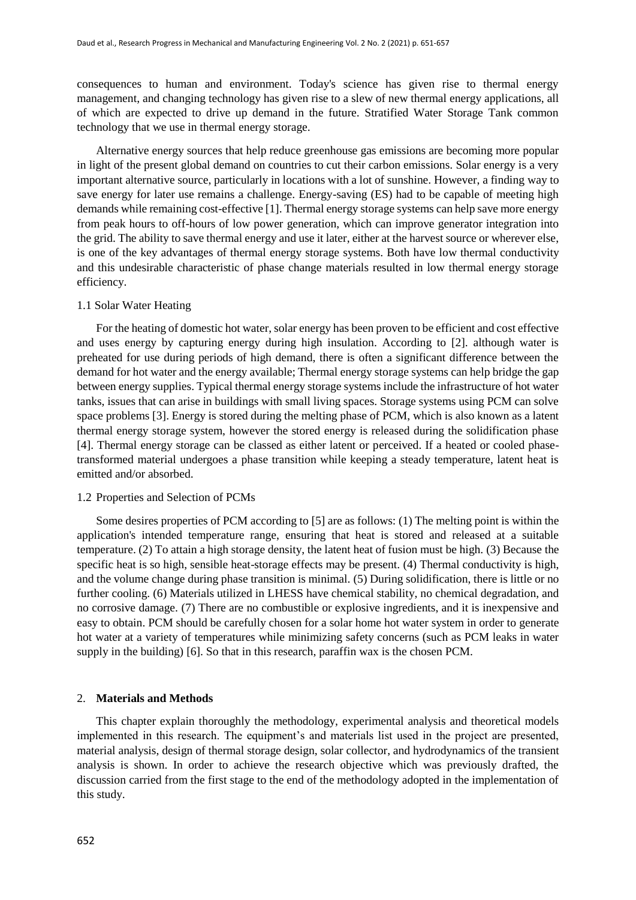consequences to human and environment. Today's science has given rise to thermal energy management, and changing technology has given rise to a slew of new thermal energy applications, all of which are expected to drive up demand in the future. Stratified Water Storage Tank common technology that we use in thermal energy storage.

Alternative energy sources that help reduce greenhouse gas emissions are becoming more popular in light of the present global demand on countries to cut their carbon emissions. Solar energy is a very important alternative source, particularly in locations with a lot of sunshine. However, a finding way to save energy for later use remains a challenge. Energy-saving (ES) had to be capable of meeting high demands while remaining cost-effective [1]. Thermal energy storage systems can help save more energy from peak hours to off-hours of low power generation, which can improve generator integration into the grid. The ability to save thermal energy and use it later, either at the harvest source or wherever else, is one of the key advantages of thermal energy storage systems. Both have low thermal conductivity and this undesirable characteristic of phase change materials resulted in low thermal energy storage efficiency.

### 1.1 Solar Water Heating

For the heating of domestic hot water, solar energy has been proven to be efficient and cost effective and uses energy by capturing energy during high insulation. According to [2]. although water is preheated for use during periods of high demand, there is often a significant difference between the demand for hot water and the energy available; Thermal energy storage systems can help bridge the gap between energy supplies. Typical thermal energy storage systems include the infrastructure of hot water tanks, issues that can arise in buildings with small living spaces. Storage systems using PCM can solve space problems [3]. Energy is stored during the melting phase of PCM, which is also known as a latent thermal energy storage system, however the stored energy is released during the solidification phase [4]. Thermal energy storage can be classed as either latent or perceived. If a heated or cooled phase-transformed material undergoes a phase transition while keeping a steady temperature, latent heat is emitted and/or absorbed.

### 1.2 Properties and Selection of PCMs

Some desires properties of PCM according to [5] are as follows: (1) The melting point is within the application's intended temperature range, ensuring that heat is stored and released at a suitable temperature. (2) To attain a high storage density, the latent heat of fusion must be high. (3) Because the specific heat is so high, sensible heat-storage effects may be present. (4) Thermal conductivity is high, and the volume change during phase transition is minimal. (5) During solidification, there is little or no further cooling. (6) Materials utilized in LHESS have chemical stability, no chemical degradation, and no corrosive damage. (7) There are no combustible or explosive ingredients, and it is inexpensive and easy to obtain. PCM should be carefully chosen for a solar home hot water system in order to generate hot water at a variety of temperatures while minimizing safety concerns (such as PCM leaks in water supply in the building) [6]. So that in this research, paraffin wax is the chosen PCM.

## 2. **Materials and Methods**

This chapter explain thoroughly the methodology, experimental analysis and theoretical models implemented in this research. The equipment's and materials list used in the project are presented, material analysis, design of thermal storage design, solar collector, and hydrodynamics of the transient analysis is shown. In order to achieve the research objective which was previously drafted, the discussion carried from the first stage to the end of the methodology adopted in the implementation of this study.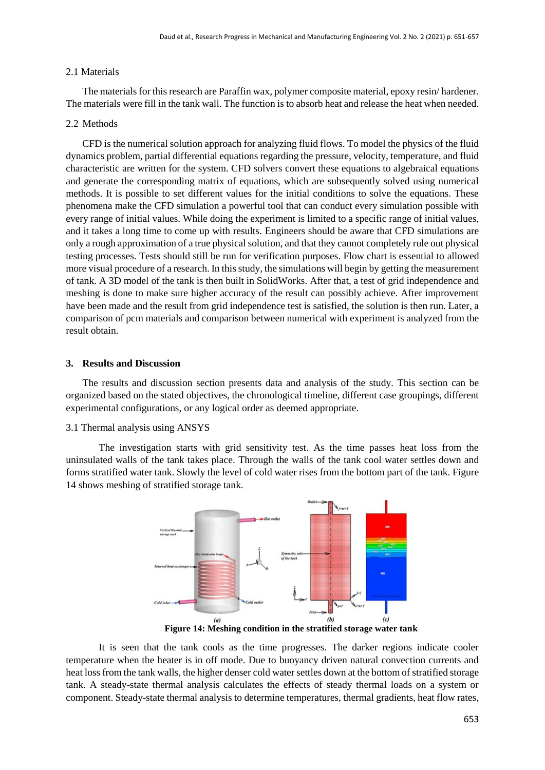2.1 Materials

The materials for this research are Paraffin wax, polymer composite material, epoxy resin/ hardener. The materials were fill in the tank wall. The function is to absorb heat and release the heat when needed.

2.2 Methods

CFD is the numerical solution approach for analyzing fluid flows. To model the physics of the fluid dynamics problem, partial differential equations regarding the pressure, velocity, temperature, and fluid characteristic are written for the system. CFD solvers convert these equations to algebraical equations and generate the corresponding matrix of equations, which are subsequently solved using numerical methods. It is possible to set different values for the initial conditions to solve the equations. These phenomena make the CFD simulation a powerful tool that can conduct every simulation possible with every range of initial values. While doing the experiment is limited to a specific range of initial values, and it takes a long time to come up with results. Engineers should be aware that CFD simulations are only a rough approximation of a true physical solution, and that they cannot completely rule out physical testing processes. Tests should still be run for verification purposes. Flow chart is essential to allowed more visual procedure of a research. In this study, the simulations will begin by getting the measurement of tank. A 3D model of the tank is then built in SolidWorks. After that, a test of grid independence and meshing is done to make sure higher accuracy of the result can possibly achieve. After improvement have been made and the result from grid independence test is satisfied, the solution is then run. Later, a comparison of pcm materials and comparison between numerical with experiment is analyzed from the result obtain.

## 3. Results and Discussion

The results and discussion section presents data and analysis of the study. This section can be organized based on the stated objectives, the chronological timeline, different case groupings, different experimental configurations, or any logical order as deemed appropriate.

3.1 Thermal analysis using ANSYS

The investigation starts with grid sensitivity test. As the time passes heat loss from the uninsulated walls of the tank takes place. Through the walls of the tank cool water settles down and forms stratified water tank. Slowly the level of cold water rises from the bottom part of the tank. Figure 14 shows meshing of stratified storage tank.

**Figure 14: Meshing condition in the stratified storage water tank**

It is seen that the tank cools as the time progresses. The darker regions indicate cooler temperature when the heater is in off mode. Due to buoyancy driven natural convection currents and heat loss from the tank walls, the higher denser cold water settles down at the bottom of stratified storage tank. A steady-state thermal analysis calculates the effects of steady thermal loads on a system or component. Steady-state thermal analysis to determine temperatures, thermal gradients, heat flow rates,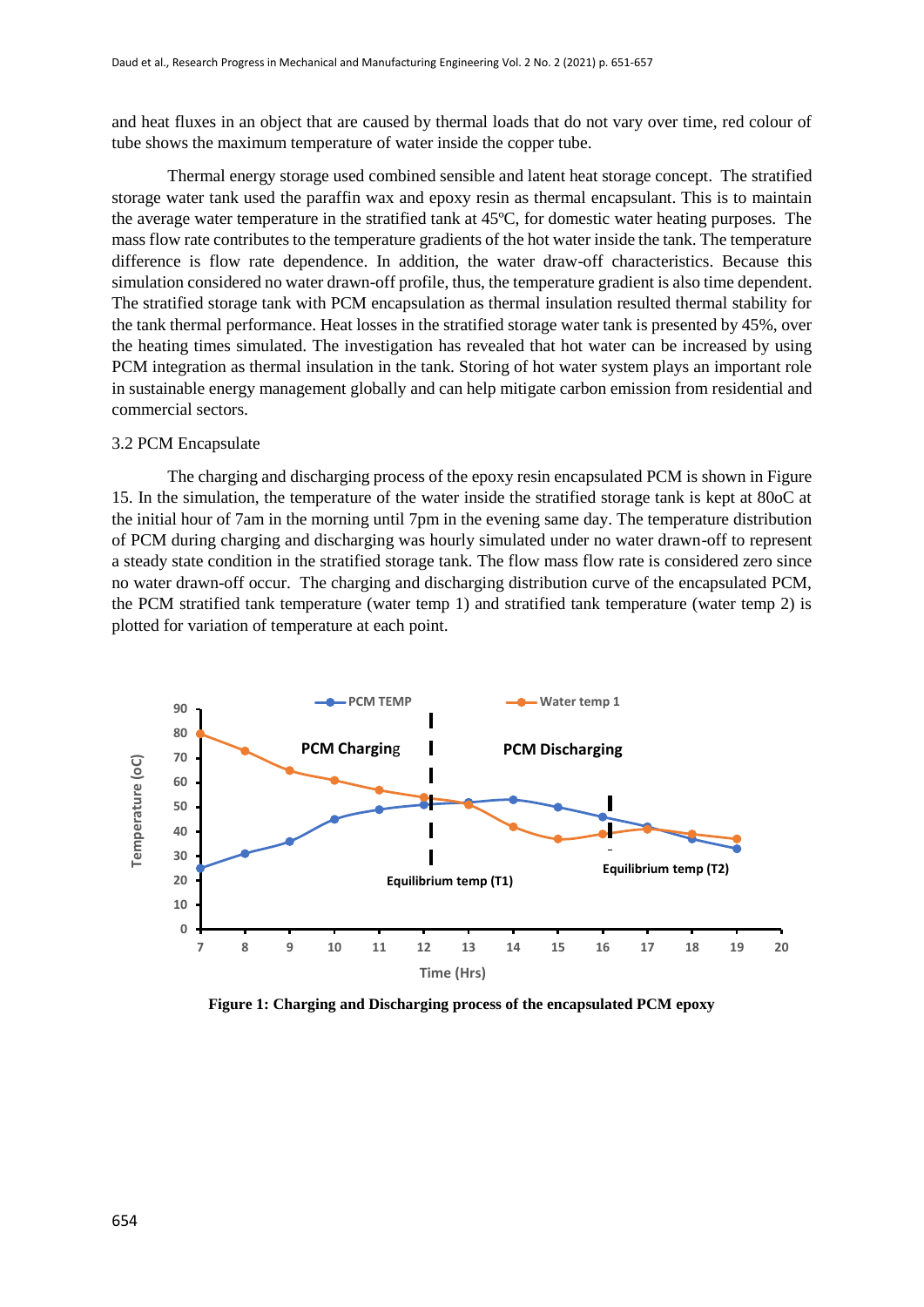and heat fluxes in an object that are caused by thermal loads that do not vary over time, red colour of tube shows the maximum temperature of water inside the copper tube.

Thermal energy storage used combined sensible and latent heat storage concept. The stratified storage water tank used the paraffin wax and epoxy resin as thermal encapsulant. This is to maintain the average water temperature in the stratified tank at 45ºC, for domestic water heating purposes. The mass flow rate contributes to the temperature gradients of the hot water inside the tank. The temperature difference is flow rate dependence. In addition, the water draw-off characteristics. Because this simulation considered no water drawn-off profile, thus, the temperature gradient is also time dependent. The stratified storage tank with PCM encapsulation as thermal insulation resulted thermal stability for the tank thermal performance. Heat losses in the stratified storage water tank is presented by 45%, over the heating times simulated. The investigation has revealed that hot water can be increased by using PCM integration as thermal insulation in the tank. Storing of hot water system plays an important role in sustainable energy management globally and can help mitigate carbon emission from residential and commercial sectors.

### 3.2 PCM Encapsulate

The charging and discharging process of the epoxy resin encapsulated PCM is shown in Figure 15. In the simulation, the temperature of the water inside the stratified storage tank is kept at 80oC at the initial hour of 7am in the morning until 7pm in the evening same day. The temperature distribution of PCM during charging and discharging was hourly simulated under no water drawn-off to represent a steady state condition in the stratified storage tank. The flow mass flow rate is considered zero since no water drawn-off occur. The charging and discharging distribution curve of the encapsulated PCM, the PCM stratified tank temperature (water temp 1) and stratified tank temperature (water temp 2) is plotted for variation of temperature at each point.

**Figure 1: Charging and Discharging process of the encapsulated PCM epoxy**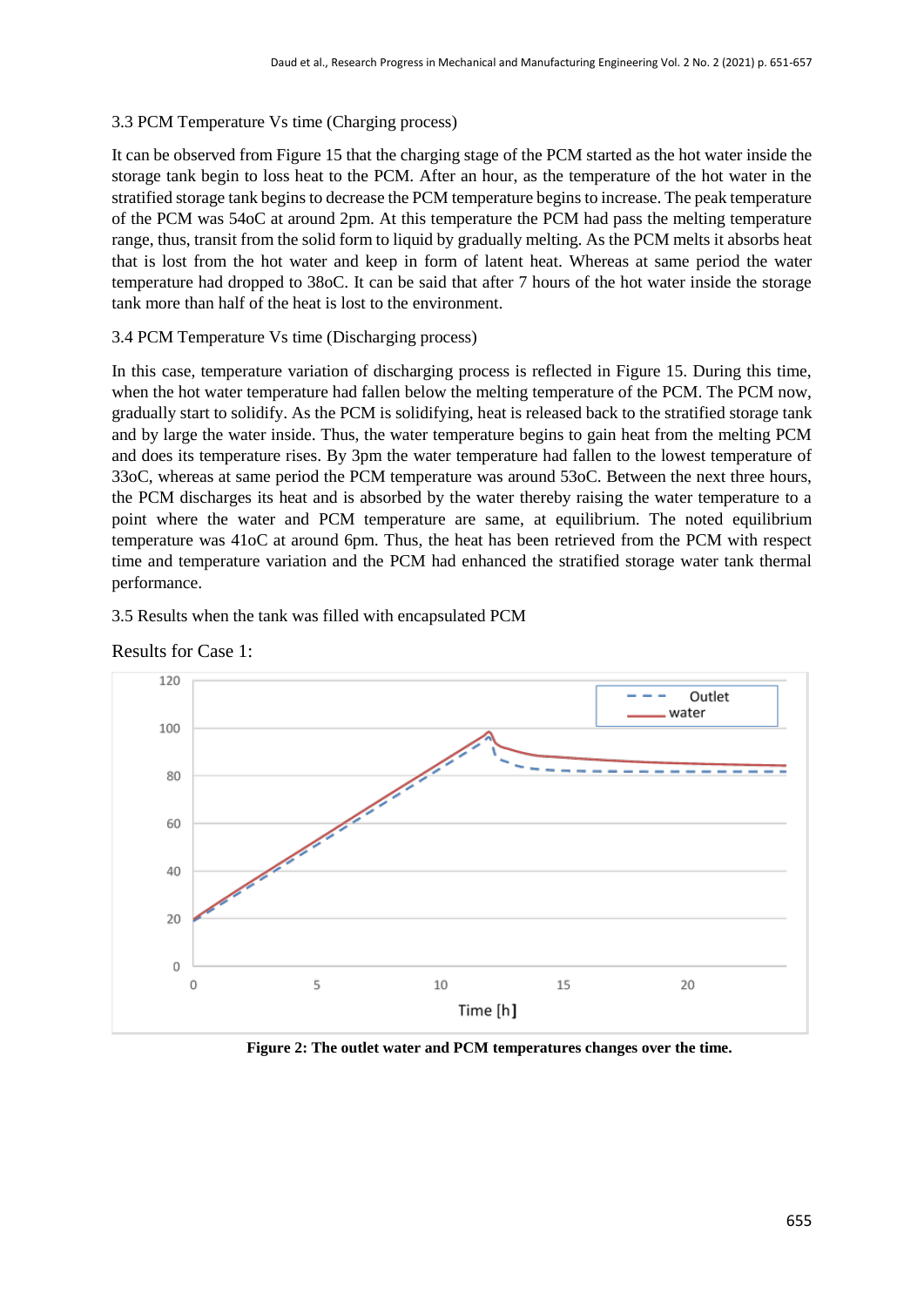3.3 PCM Temperature Vs time (Charging process)

It can be observed from Figure 15 that the charging stage of the PCM started as the hot water inside the storage tank begin to loss heat to the PCM. After an hour, as the temperature of the hot water in the stratified storage tank begins to decrease the PCM temperature begins to increase. The peak temperature of the PCM was 54oC at around 2pm. At this temperature the PCM had pass the melting temperature range, thus, transit from the solid form to liquid by gradually melting. As the PCM melts it absorbs heat that is lost from the hot water and keep in form of latent heat. Whereas at same period the water temperature had dropped to 38oC. It can be said that after 7 hours of the hot water inside the storage tank more than half of the heat is lost to the environment.

3.4 PCM Temperature Vs time (Discharging process)

In this case, temperature variation of discharging process is reflected in Figure 15. During this time, when the hot water temperature had fallen below the melting temperature of the PCM. The PCM now, gradually start to solidify. As the PCM is solidifying, heat is released back to the stratified storage tank and by large the water inside. Thus, the water temperature begins to gain heat from the melting PCM and does its temperature rises. By 3pm the water temperature had fallen to the lowest temperature of 33oC, whereas at same period the PCM temperature was around 53oC. Between the next three hours, the PCM discharges its heat and is absorbed by the water thereby raising the water temperature to a point where the water and PCM temperature are same, at equilibrium. The noted equilibrium temperature was 41oC at around 6pm. Thus, the heat has been retrieved from the PCM with respect time and temperature variation and the PCM had enhanced the stratified storage water tank thermal performance.

3.5 Results when the tank was filled with encapsulated PCM

Results for Case 1:

**Figure 2: The outlet water and PCM temperatures changes over the time.**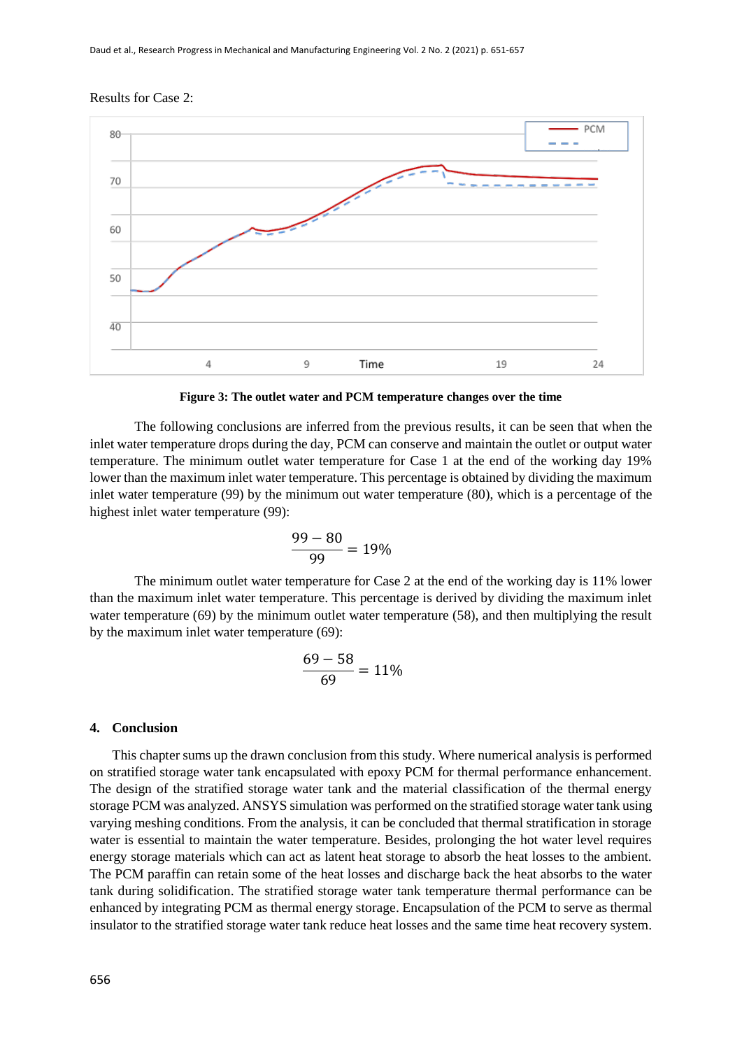Results for Case 2:

**Figure 3: The outlet water and PCM temperature changes over the time**

The following conclusions are inferred from the previous results, it can be seen that when the inlet water temperature drops during the day, PCM can conserve and maintain the outlet or output water temperature. The minimum outlet water temperature for Case 1 at the end of the working day 19% lower than the maximum inlet water temperature. This percentage is obtained by dividing the maximum inlet water temperature (99) by the minimum out water temperature (80), which is a percentage of the highest inlet water temperature (99):

$$\frac{99 - 80}{99} = 19\%$$

The minimum outlet water temperature for Case 2 at the end of the working day is 11% lower than the maximum inlet water temperature. This percentage is derived by dividing the maximum inlet water temperature (69) by the minimum outlet water temperature (58), and then multiplying the result by the maximum inlet water temperature (69):

$$\frac{69 - 58}{69} = 11\%$$

## 4. Conclusion

This chapter sums up the drawn conclusion from this study. Where numerical analysis is performed on stratified storage water tank encapsulated with epoxy PCM for thermal performance enhancement. The design of the stratified storage water tank and the material classification of the thermal energy storage PCM was analyzed. ANSYS simulation was performed on the stratified storage water tank using varying meshing conditions. From the analysis, it can be concluded that thermal stratification in storage water is essential to maintain the water temperature. Besides, prolonging the hot water level requires energy storage materials which can act as latent heat storage to absorb the heat losses to the ambient. The PCM paraffin can retain some of the heat losses and discharge back the heat absorbs to the water tank during solidification. The stratified storage water tank temperature thermal performance can be enhanced by integrating PCM as thermal energy storage. Encapsulation of the PCM to serve as thermal insulator to the stratified storage water tank reduce heat losses and the same time heat recovery system.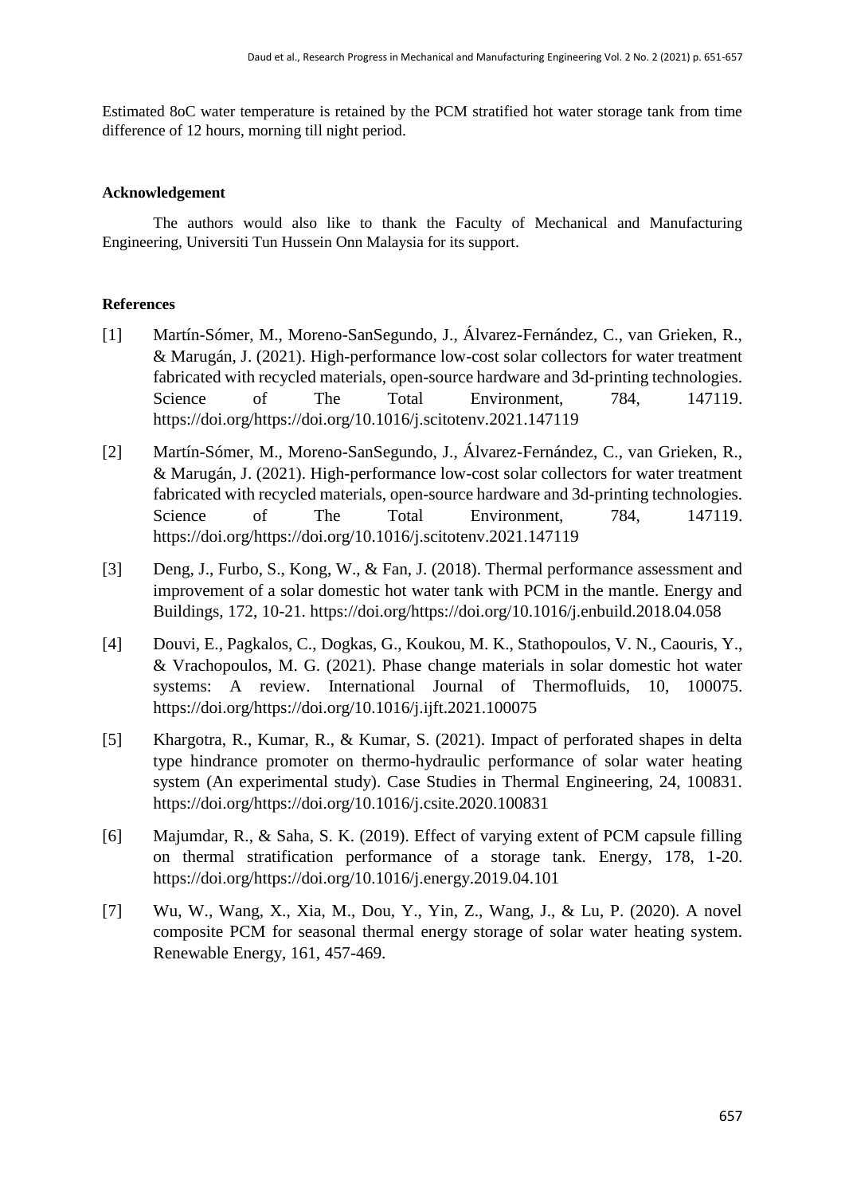Estimated 8oC water temperature is retained by the PCM stratified hot water storage tank from time difference of 12 hours, morning till night period.

## Acknowledgement

The authors would also like to thank the Faculty of Mechanical and Manufacturing Engineering, Universiti Tun Hussein Onn Malaysia for its support.

## References

[1] Martín-Sómer, M., Moreno-SanSegundo, J., Álvarez-Fernández, C., van Grieken, R., & Marugán, J. (2021). High-performance low-cost solar collectors for water treatment fabricated with recycled materials, open-source hardware and 3d-printing technologies. Science of The Total Environment, 784, 147119. https://doi.org/https://doi.org/10.1016/j.scitotenv.2021.147119

[2] Martín-Sómer, M., Moreno-SanSegundo, J., Álvarez-Fernández, C., van Grieken, R., & Marugán, J. (2021). High-performance low-cost solar collectors for water treatment fabricated with recycled materials, open-source hardware and 3d-printing technologies. Science of The Total Environment, 784, 147119. https://doi.org/https://doi.org/10.1016/j.scitotenv.2021.147119

[3] Deng, J., Furbo, S., Kong, W., & Fan, J. (2018). Thermal performance assessment and improvement of a solar domestic hot water tank with PCM in the mantle. Energy and Buildings, 172, 10-21. https://doi.org/https://doi.org/10.1016/j.enbuild.2018.04.058

[4] Douvi, E., Pagkalos, C., Dogkas, G., Koukou, M. K., Stathopoulos, V. N., Caouris, Y., & Vrachopoulos, M. G. (2021). Phase change materials in solar domestic hot water systems: A review. International Journal of Thermofluids, 10, 100075. https://doi.org/https://doi.org/10.1016/j.ijft.2021.100075

[5] Khargotra, R., Kumar, R., & Kumar, S. (2021). Impact of perforated shapes in delta type hindrance promoter on thermo-hydraulic performance of solar water heating system (An experimental study). Case Studies in Thermal Engineering, 24, 100831. https://doi.org/https://doi.org/10.1016/j.csite.2020.100831

[6] Majumdar, R., & Saha, S. K. (2019). Effect of varying extent of PCM capsule filling on thermal stratification performance of a storage tank. Energy, 178, 1-20. https://doi.org/https://doi.org/10.1016/j.energy.2019.04.101

[7] Wu, W., Wang, X., Xia, M., Dou, Y., Yin, Z., Wang, J., & Lu, P. (2020). A novel composite PCM for seasonal thermal energy storage of solar water heating system. Renewable Energy, 161, 457-469.